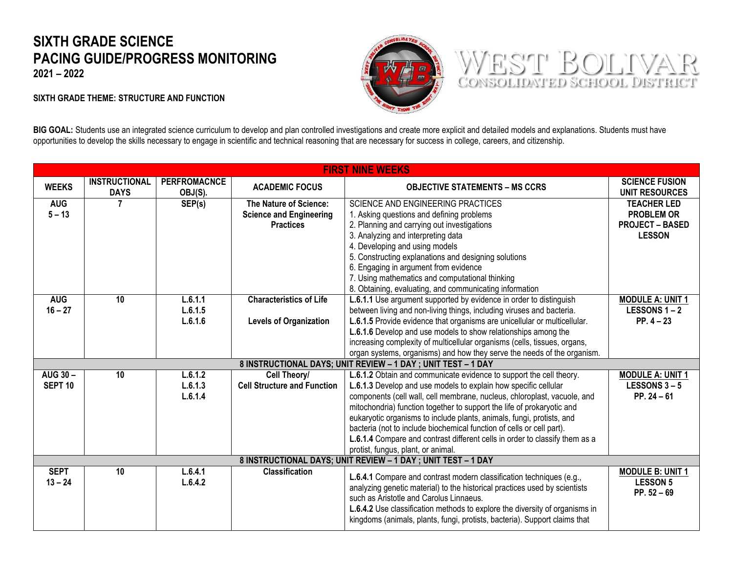# SIXTH GRADE SCIENCE
# PACING GUIDE/PROGRESS MONITORING
**2021 – 2022**

WEST BOLIVAR
CONSOLIDATED SCHOOL DISTRICT

**SIXTH GRADE THEME: STRUCTURE AND FUNCTION**

**BIG GOAL:** Students use an integrated science curriculum to develop and plan controlled investigations and create more explicit and detailed models and explanations. Students must have opportunities to develop the skills necessary to engage in scientific and technical reasoning that are necessary for success in college, careers, and citizenship.

| FIRST NINE WEEKS | | | | | |
|---|---|---|---|---|---|
| **WEEKS** | **INSTRUCTIONAL DAYS** | **PERFROMACNCE OBJ(S).** | **ACADEMIC FOCUS** | **OBJECTIVE STATEMENTS – MS CCRS** | **SCIENCE FUSION UNIT RESOURCES** |
| **AUG 5 – 13** | **7** | **SEP(s)** | **The Nature of Science: Science and Engineering Practices** | SCIENCE AND ENGINEERING PRACTICES<br>1. Asking questions and defining problems<br>2. Planning and carrying out investigations<br>3. Analyzing and interpreting data<br>4. Developing and using models<br>5. Constructing explanations and designing solutions<br>6. Engaging in argument from evidence<br>7. Using mathematics and computational thinking<br>8. Obtaining, evaluating, and communicating information | **TEACHER LED PROBLEM OR PROJECT – BASED LESSON** |
| **AUG 16 – 27** | **10** | **L.6.1.1<br>L.6.1.5<br>L.6.1.6** | **Characteristics of Life**<br><br>**Levels of Organization** | **L.6.1.1** Use argument supported by evidence in order to distinguish between living and non-living things, including viruses and bacteria.<br>**L.6.1.5** Provide evidence that organisms are unicellular or multicellular.<br>**L.6.1.6** Develop and use models to show relationships among the increasing complexity of multicellular organisms (cells, tissues, organs, organ systems, organisms) and how they serve the needs of the organism. | **MODULE A: UNIT 1<br>LESSONS 1 – 2<br>PP. 4 – 23** |
| **8 INSTRUCTIONAL DAYS; UNIT REVIEW – 1 DAY ; UNIT TEST – 1 DAY** | | | | | |
| **AUG 30 – SEPT 10** | **10** | **L.6.1.2<br>L.6.1.3<br>L.6.1.4** | **Cell Theory/ Cell Structure and Function** | **L.6.1.2** Obtain and communicate evidence to support the cell theory.<br>**L.6.1.3** Develop and use models to explain how specific cellular components (cell wall, cell membrane, nucleus, chloroplast, vacuole, and mitochondria) function together to support the life of prokaryotic and eukaryotic organisms to include plants, animals, fungi, protists, and bacteria (not to include biochemical function of cells or cell part).<br>**L.6.1.4** Compare and contrast different cells in order to classify them as a protist, fungus, plant, or animal. | **MODULE A: UNIT 1<br>LESSONS 3 – 5<br>PP. 24 – 61** |
| **8 INSTRUCTIONAL DAYS; UNIT REVIEW – 1 DAY ; UNIT TEST – 1 DAY** | | | | | |
| **SEPT 13 – 24** | **10** | **L.6.4.1<br>L.6.4.2** | **Classification** | **L.6.4.1** Compare and contrast modern classification techniques (e.g., analyzing genetic material) to the historical practices used by scientists such as Aristotle and Carolus Linnaeus.<br>**L.6.4.2** Use classification methods to explore the diversity of organisms in kingdoms (animals, plants, fungi, protists, bacteria). Support claims that | **MODULE B: UNIT 1<br>LESSON 5<br>PP. 52 – 69** |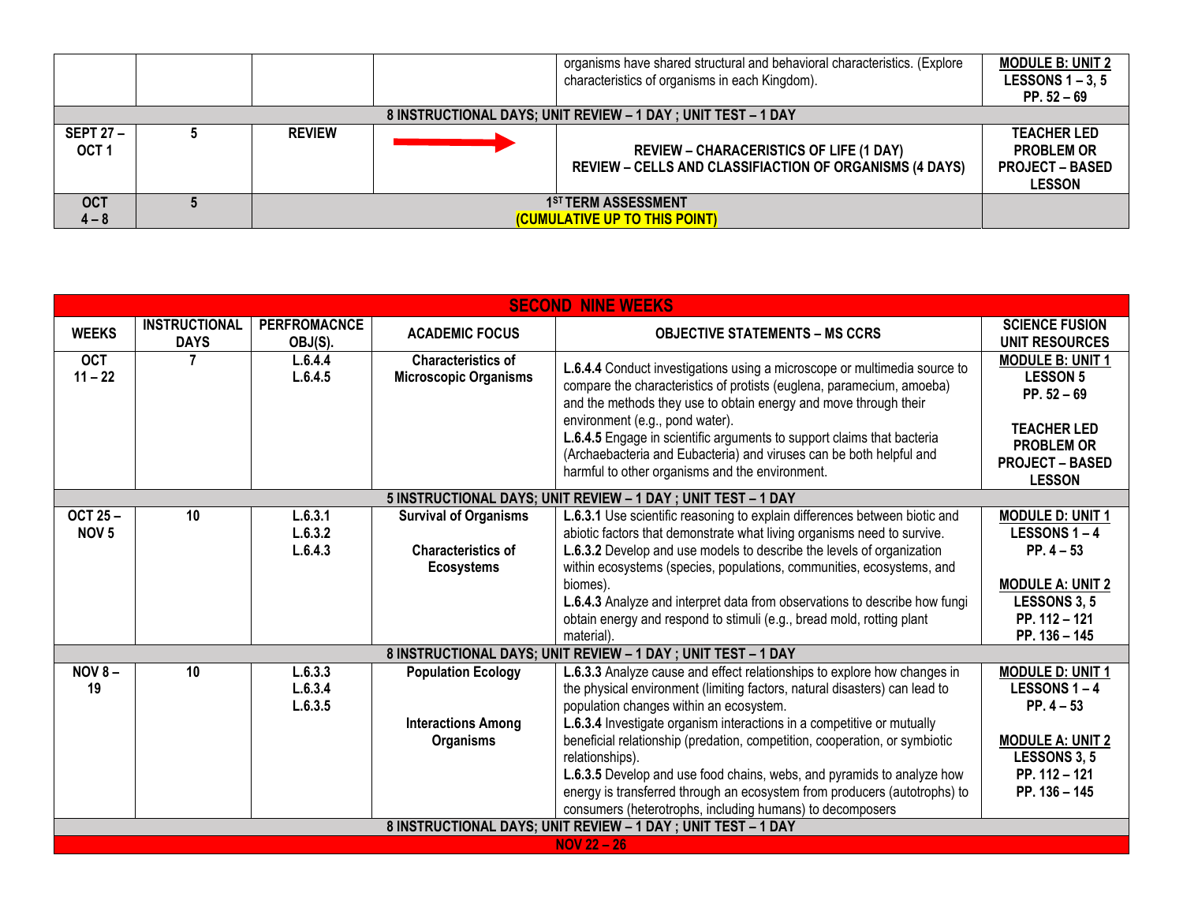| | | | | organisms have shared structural and behavioral characteristics. (Explore characteristics of organisms in each Kingdom). | **MODULE B: UNIT 2** **LESSONS 1 – 3, 5** **PP. 52 – 69** |
|---|---|---|---|---|---|
| **8 INSTRUCTIONAL DAYS; UNIT REVIEW – 1 DAY ; UNIT TEST – 1 DAY** | | | | | |
| **SEPT 27 – OCT 1** | **5** | **REVIEW** | → | **REVIEW – CHARACERISTICS OF LIFE (1 DAY)** **REVIEW – CELLS AND CLASSIFIACTION OF ORGANISMS (4 DAYS)** | **TEACHER LED PROBLEM OR PROJECT – BASED LESSON** |
| **OCT 4 – 8** | **5** | **1ST TERM ASSESSMENT** **(CUMULATIVE UP TO THIS POINT)** | | | |

| **SECOND NINE WEEKS** | | | | | |
|---|---|---|---|---|---|
| **WEEKS** | **INSTRUCTIONAL DAYS** | **PERFROMACNCE OBJ(S).** | **ACADEMIC FOCUS** | **OBJECTIVE STATEMENTS – MS CCRS** | **SCIENCE FUSION UNIT RESOURCES** |
| **OCT 11 – 22** | **7** | **L.6.4.4** **L.6.4.5** | **Characteristics of Microscopic Organisms** | **L.6.4.4** Conduct investigations using a microscope or multimedia source to compare the characteristics of protists (euglena, paramecium, amoeba) and the methods they use to obtain energy and move through their environment (e.g., pond water). **L.6.4.5** Engage in scientific arguments to support claims that bacteria (Archaebacteria and Eubacteria) and viruses can be both helpful and harmful to other organisms and the environment. | **MODULE B: UNIT 1** **LESSON 5** **PP. 52 – 69** **TEACHER LED PROBLEM OR PROJECT – BASED LESSON** |
| **5 INSTRUCTIONAL DAYS; UNIT REVIEW – 1 DAY ; UNIT TEST – 1 DAY** | | | | | |
| **OCT 25 – NOV 5** | **10** | **L.6.3.1** **L.6.3.2** **L.6.4.3** | **Survival of Organisms** **Characteristics of Ecosystems** | **L.6.3.1** Use scientific reasoning to explain differences between biotic and abiotic factors that demonstrate what living organisms need to survive. **L.6.3.2** Develop and use models to describe the levels of organization within ecosystems (species, populations, communities, ecosystems, and biomes). **L.6.4.3** Analyze and interpret data from observations to describe how fungi obtain energy and respond to stimuli (e.g., bread mold, rotting plant material). | **MODULE D: UNIT 1** **LESSONS 1 – 4** **PP. 4 – 53** **MODULE A: UNIT 2** **LESSONS 3, 5** **PP. 112 – 121** **PP. 136 – 145** |
| **8 INSTRUCTIONAL DAYS; UNIT REVIEW – 1 DAY ; UNIT TEST – 1 DAY** | | | | | |
| **NOV 8 – 19** | **10** | **L.6.3.3** **L.6.3.4** **L.6.3.5** | **Population Ecology** **Interactions Among Organisms** | **L.6.3.3** Analyze cause and effect relationships to explore how changes in the physical environment (limiting factors, natural disasters) can lead to population changes within an ecosystem. **L.6.3.4** Investigate organism interactions in a competitive or mutually beneficial relationship (predation, competition, cooperation, or symbiotic relationships). **L.6.3.5** Develop and use food chains, webs, and pyramids to analyze how energy is transferred through an ecosystem from producers (autotrophs) to consumers (heterotrophs, including humans) to decomposers | **MODULE D: UNIT 1** **LESSONS 1 – 4** **PP. 4 – 53** **MODULE A: UNIT 2** **LESSONS 3, 5** **PP. 112 – 121** **PP. 136 – 145** |
| **8 INSTRUCTIONAL DAYS; UNIT REVIEW – 1 DAY ; UNIT TEST – 1 DAY** | | | | | |
| **NOV 22 – 26** | | | | | |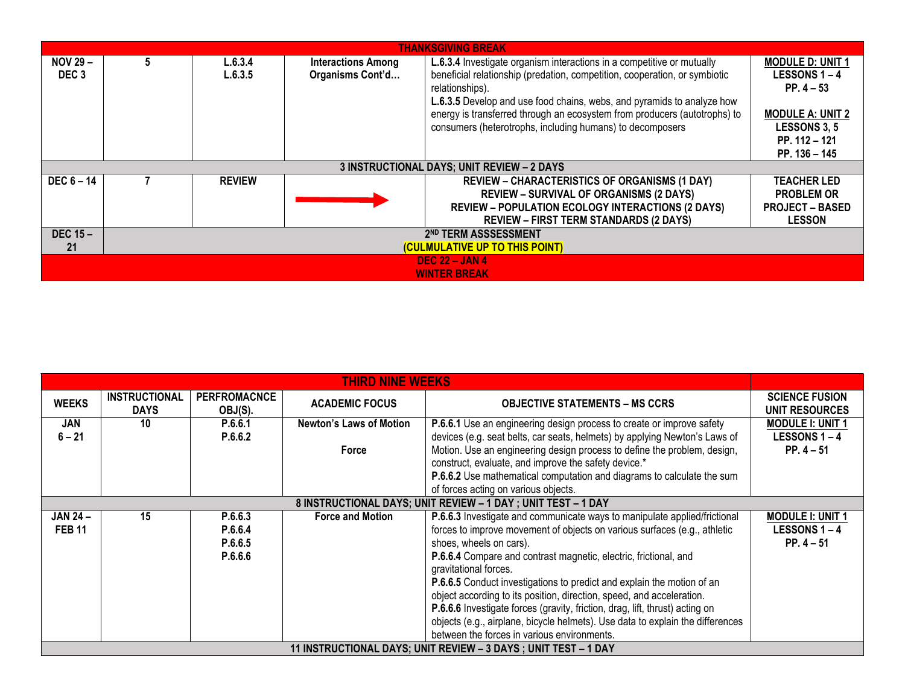| THANKSGIVING BREAK | | | | | |
|---|---|---|---|---|---|
| **NOV 29 – DEC 3** | **5** | **L.6.3.4**<br>**L.6.3.5** | **Interactions Among Organisms Cont'd…** | **L.6.3.4** Investigate organism interactions in a competitive or mutually beneficial relationship (predation, competition, cooperation, or symbiotic relationships).<br>**L.6.3.5** Develop and use food chains, webs, and pyramids to analyze how energy is transferred through an ecosystem from producers (autotrophs) to consumers (heterotrophs, including humans) to decomposers | **MODULE D: UNIT 1**<br>**LESSONS 1 – 4**<br>**PP. 4 – 53**<br><br>**MODULE A: UNIT 2**<br>**LESSONS 3, 5**<br>**PP. 112 – 121**<br>**PP. 136 – 145** |
| **3 INSTRUCTIONAL DAYS; UNIT REVIEW – 2 DAYS** | | | | | |
| **DEC 6 – 14** | **7** | **REVIEW** | → | **REVIEW – CHARACTERISTICS OF ORGANISMS (1 DAY)**<br>**REVIEW – SURVIVAL OF ORGANISMS (2 DAYS)**<br>**REVIEW – POPULATION ECOLOGY INTERACTIONS (2 DAYS)**<br>**REVIEW – FIRST TERM STANDARDS (2 DAYS)** | **TEACHER LED PROBLEM OR PROJECT – BASED LESSON** |
| **DEC 15 – 21** | **2ND TERM ASSSESSMENT (CULMULATIVE UP TO THIS POINT)** | | | | |
| **DEC 22 – JAN 4**<br>**WINTER BREAK** | | | | | |

| THIRD NINE WEEKS | | | | | |
|---|---|---|---|---|---|
| **WEEKS** | **INSTRUCTIONAL DAYS** | **PERFROMACNCE OBJ(S).** | **ACADEMIC FOCUS** | **OBJECTIVE STATEMENTS – MS CCRS** | **SCIENCE FUSION UNIT RESOURCES** |
| **JAN 6 – 21** | **10** | **P.6.6.1**<br>**P.6.6.2** | **Newton's Laws of Motion**<br><br>**Force** | **P.6.6.1** Use an engineering design process to create or improve safety devices (e.g. seat belts, car seats, helmets) by applying Newton's Laws of Motion. Use an engineering design process to define the problem, design, construct, evaluate, and improve the safety device.*<br>**P.6.6.2** Use mathematical computation and diagrams to calculate the sum of forces acting on various objects. | **MODULE I: UNIT 1**<br>**LESSONS 1 – 4**<br>**PP. 4 – 51** |
| **8 INSTRUCTIONAL DAYS; UNIT REVIEW – 1 DAY ; UNIT TEST – 1 DAY** | | | | | |
| **JAN 24 – FEB 11** | **15** | **P.6.6.3**<br>**P.6.6.4**<br>**P.6.6.5**<br>**P.6.6.6** | **Force and Motion** | **P.6.6.3** Investigate and communicate ways to manipulate applied/frictional forces to improve movement of objects on various surfaces (e.g., athletic shoes, wheels on cars).<br>**P.6.6.4** Compare and contrast magnetic, electric, frictional, and gravitational forces.<br>**P.6.6.5** Conduct investigations to predict and explain the motion of an object according to its position, direction, speed, and acceleration.<br>**P.6.6.6** Investigate forces (gravity, friction, drag, lift, thrust) acting on objects (e.g., airplane, bicycle helmets). Use data to explain the differences between the forces in various environments. | **MODULE I: UNIT 1**<br>**LESSONS 1 – 4**<br>**PP. 4 – 51** |
| **11 INSTRUCTIONAL DAYS; UNIT REVIEW – 3 DAYS ; UNIT TEST – 1 DAY** | | | | | |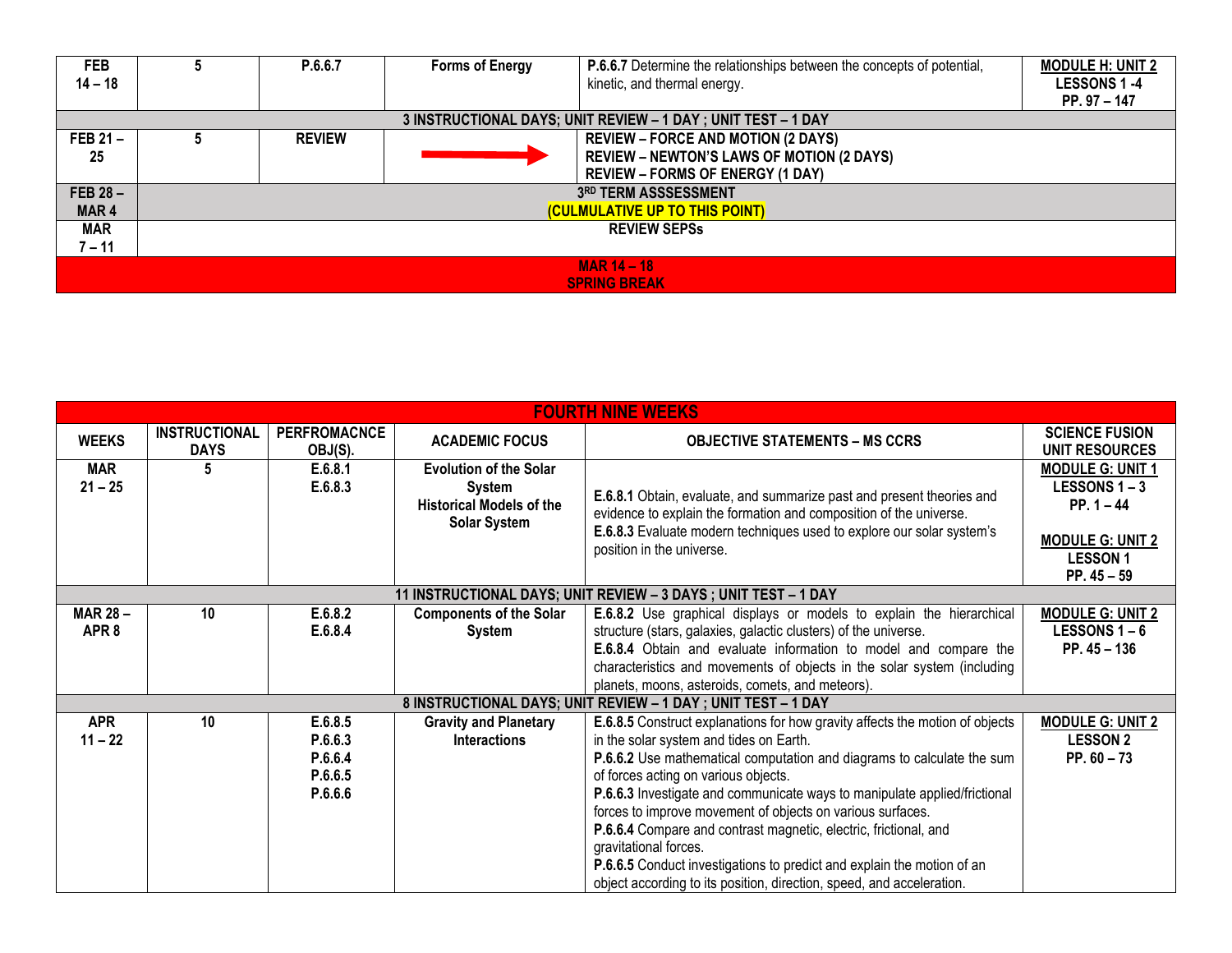| | | | | | |
|---|---|---|---|---|---|
| FEB 14 – 18 | 5 | P.6.6.7 | Forms of Energy | **P.6.6.7** Determine the relationships between the concepts of potential, kinetic, and thermal energy. | MODULE H: UNIT 2 LESSONS 1 -4 PP. 97 – 147 |
| **3 INSTRUCTIONAL DAYS; UNIT REVIEW – 1 DAY ; UNIT TEST – 1 DAY** | | | | | |
| FEB 21 – 25 | 5 | REVIEW | → | **REVIEW – FORCE AND MOTION (2 DAYS)** **REVIEW – NEWTON'S LAWS OF MOTION (2 DAYS)** **REVIEW – FORMS OF ENERGY (1 DAY)** | |
| FEB 28 – MAR 4 | **3RD TERM ASSSESSMENT (CULMULATIVE UP TO THIS POINT)** | | | | |
| MAR 7 – 11 | **REVIEW SEPSs** | | | | |
| **MAR 14 – 18 SPRING BREAK** | | | | | |

| **FOURTH NINE WEEKS** | | | | | |
|---|---|---|---|---|---|
| **WEEKS** | **INSTRUCTIONAL DAYS** | **PERFROMACNCE OBJ(S).** | **ACADEMIC FOCUS** | **OBJECTIVE STATEMENTS – MS CCRS** | **SCIENCE FUSION UNIT RESOURCES** |
| MAR 21 – 25 | 5 | E.6.8.1 E.6.8.3 | Evolution of the Solar System Historical Models of the Solar System | **E.6.8.1** Obtain, evaluate, and summarize past and present theories and evidence to explain the formation and composition of the universe. **E.6.8.3** Evaluate modern techniques used to explore our solar system's position in the universe. | MODULE G: UNIT 1 LESSONS 1 – 3 PP. 1 – 44 MODULE G: UNIT 2 LESSON 1 PP. 45 – 59 |
| **11 INSTRUCTIONAL DAYS; UNIT REVIEW – 3 DAYS ; UNIT TEST – 1 DAY** | | | | | |
| MAR 28 – APR 8 | 10 | E.6.8.2 E.6.8.4 | Components of the Solar System | **E.6.8.2** Use graphical displays or models to explain the hierarchical structure (stars, galaxies, galactic clusters) of the universe. **E.6.8.4** Obtain and evaluate information to model and compare the characteristics and movements of objects in the solar system (including planets, moons, asteroids, comets, and meteors). | MODULE G: UNIT 2 LESSONS 1 – 6 PP. 45 – 136 |
| **8 INSTRUCTIONAL DAYS; UNIT REVIEW – 1 DAY ; UNIT TEST – 1 DAY** | | | | | |
| APR 11 – 22 | 10 | E.6.8.5 P.6.6.3 P.6.6.4 P.6.6.5 P.6.6.6 | Gravity and Planetary Interactions | **E.6.8.5** Construct explanations for how gravity affects the motion of objects in the solar system and tides on Earth. **P.6.6.2** Use mathematical computation and diagrams to calculate the sum of forces acting on various objects. **P.6.6.3** Investigate and communicate ways to manipulate applied/frictional forces to improve movement of objects on various surfaces. **P.6.6.4** Compare and contrast magnetic, electric, frictional, and gravitational forces. **P.6.6.5** Conduct investigations to predict and explain the motion of an object according to its position, direction, speed, and acceleration. | MODULE G: UNIT 2 LESSON 2 PP. 60 – 73 |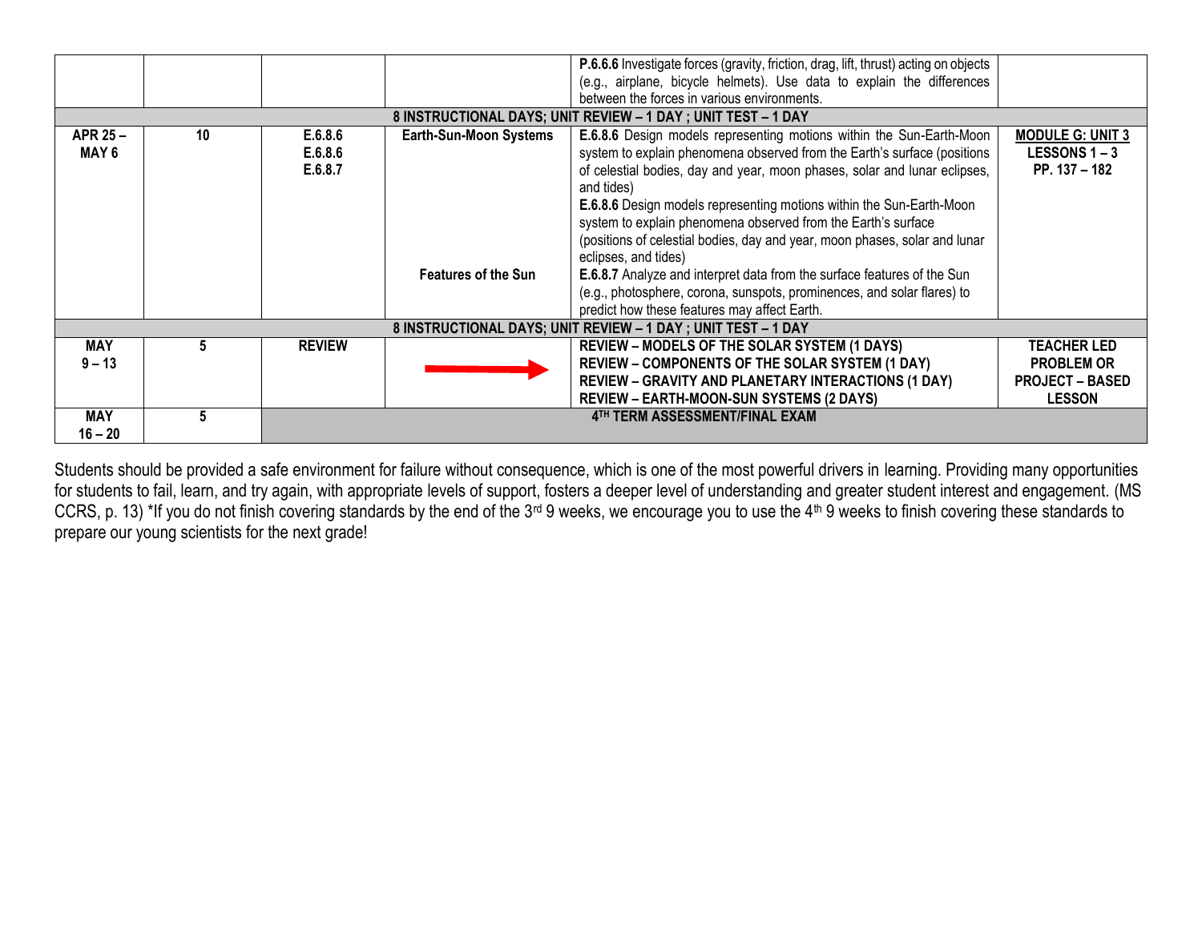| | | | | | |
|---|---|---|---|---|---|
| | | | | **P.6.6.6** Investigate forces (gravity, friction, drag, lift, thrust) acting on objects (e.g., airplane, bicycle helmets). Use data to explain the differences between the forces in various environments. | |
| **8 INSTRUCTIONAL DAYS; UNIT REVIEW – 1 DAY ; UNIT TEST – 1 DAY** | | | | | |
| **APR 25 – MAY 6** | **10** | **E.6.8.6**<br>**E.6.8.6**<br>**E.6.8.7** | **Earth-Sun-Moon Systems**<br><br><br><br><br><br><br>**Features of the Sun** | **E.6.8.6** Design models representing motions within the Sun-Earth-Moon system to explain phenomena observed from the Earth's surface (positions of celestial bodies, day and year, moon phases, solar and lunar eclipses, and tides)<br>**E.6.8.6** Design models representing motions within the Sun-Earth-Moon system to explain phenomena observed from the Earth's surface (positions of celestial bodies, day and year, moon phases, solar and lunar eclipses, and tides)<br>**E.6.8.7** Analyze and interpret data from the surface features of the Sun (e.g., photosphere, corona, sunspots, prominences, and solar flares) to predict how these features may affect Earth. | **MODULE G: UNIT 3**<br>**LESSONS 1 – 3**<br>**PP. 137 – 182** |
| **8 INSTRUCTIONAL DAYS; UNIT REVIEW – 1 DAY ; UNIT TEST – 1 DAY** | | | | | |
| **MAY 9 – 13** | **5** | **REVIEW** | | **REVIEW – MODELS OF THE SOLAR SYSTEM (1 DAYS)**<br>**REVIEW – COMPONENTS OF THE SOLAR SYSTEM (1 DAY)**<br>**REVIEW – GRAVITY AND PLANETARY INTERACTIONS (1 DAY)**<br>**REVIEW – EARTH-MOON-SUN SYSTEMS (2 DAYS)** | **TEACHER LED PROBLEM OR PROJECT – BASED LESSON** |
| **MAY 16 – 20** | **5** | **4TH TERM ASSESSMENT/FINAL EXAM** | | | |

Students should be provided a safe environment for failure without consequence, which is one of the most powerful drivers in learning. Providing many opportunities for students to fail, learn, and try again, with appropriate levels of support, fosters a deeper level of understanding and greater student interest and engagement. (MS CCRS, p. 13) *If you do not finish covering standards by the end of the 3rd 9 weeks, we encourage you to use the 4th 9 weeks to finish covering these standards to prepare our young scientists for the next grade!